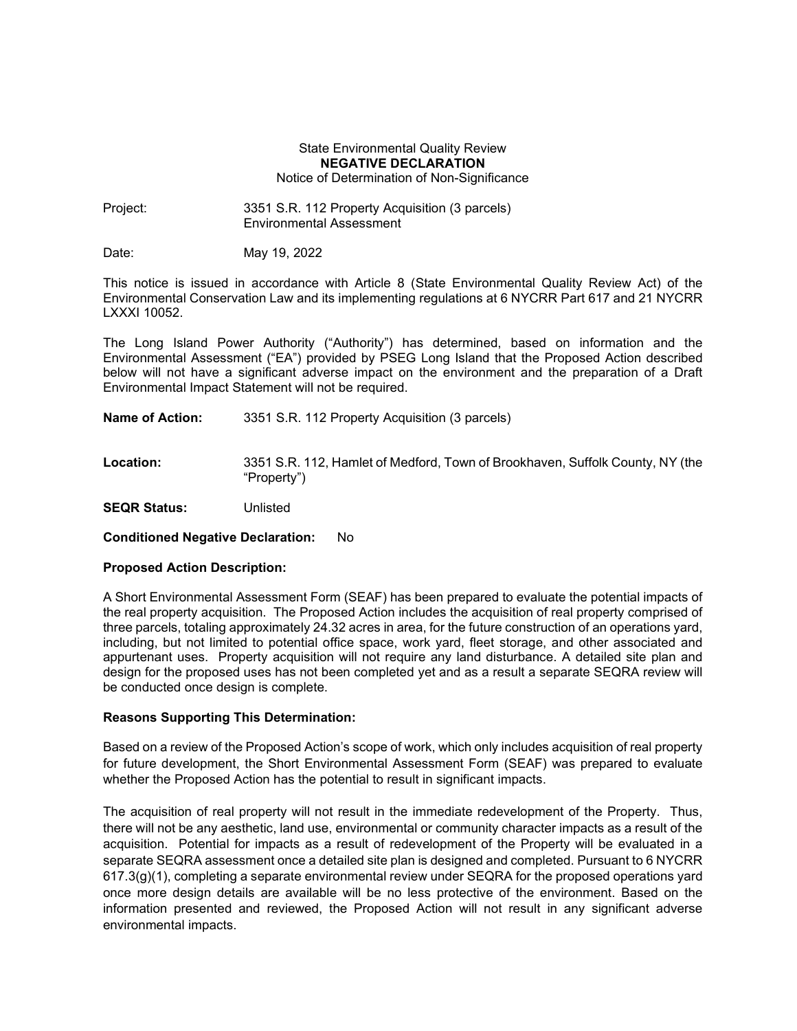State Environmental Quality Review
**NEGATIVE DECLARATION**
Notice of Determination of Non-Significance

Project: 3351 S.R. 112 Property Acquisition (3 parcels)
Environmental Assessment

Date: May 19, 2022

This notice is issued in accordance with Article 8 (State Environmental Quality Review Act) of the Environmental Conservation Law and its implementing regulations at 6 NYCRR Part 617 and 21 NYCRR LXXXI 10052.

The Long Island Power Authority ("Authority") has determined, based on information and the Environmental Assessment ("EA") provided by PSEG Long Island that the Proposed Action described below will not have a significant adverse impact on the environment and the preparation of a Draft Environmental Impact Statement will not be required.

**Name of Action:** 3351 S.R. 112 Property Acquisition (3 parcels)

**Location:** 3351 S.R. 112, Hamlet of Medford, Town of Brookhaven, Suffolk County, NY (the "Property")

**SEQR Status:** Unlisted

**Conditioned Negative Declaration:** No

**Proposed Action Description:**

A Short Environmental Assessment Form (SEAF) has been prepared to evaluate the potential impacts of the real property acquisition. The Proposed Action includes the acquisition of real property comprised of three parcels, totaling approximately 24.32 acres in area, for the future construction of an operations yard, including, but not limited to potential office space, work yard, fleet storage, and other associated and appurtenant uses. Property acquisition will not require any land disturbance. A detailed site plan and design for the proposed uses has not been completed yet and as a result a separate SEQRA review will be conducted once design is complete.

**Reasons Supporting This Determination:**

Based on a review of the Proposed Action's scope of work, which only includes acquisition of real property for future development, the Short Environmental Assessment Form (SEAF) was prepared to evaluate whether the Proposed Action has the potential to result in significant impacts.

The acquisition of real property will not result in the immediate redevelopment of the Property. Thus, there will not be any aesthetic, land use, environmental or community character impacts as a result of the acquisition. Potential for impacts as a result of redevelopment of the Property will be evaluated in a separate SEQRA assessment once a detailed site plan is designed and completed. Pursuant to 6 NYCRR 617.3(g)(1), completing a separate environmental review under SEQRA for the proposed operations yard once more design details are available will be no less protective of the environment. Based on the information presented and reviewed, the Proposed Action will not result in any significant adverse environmental impacts.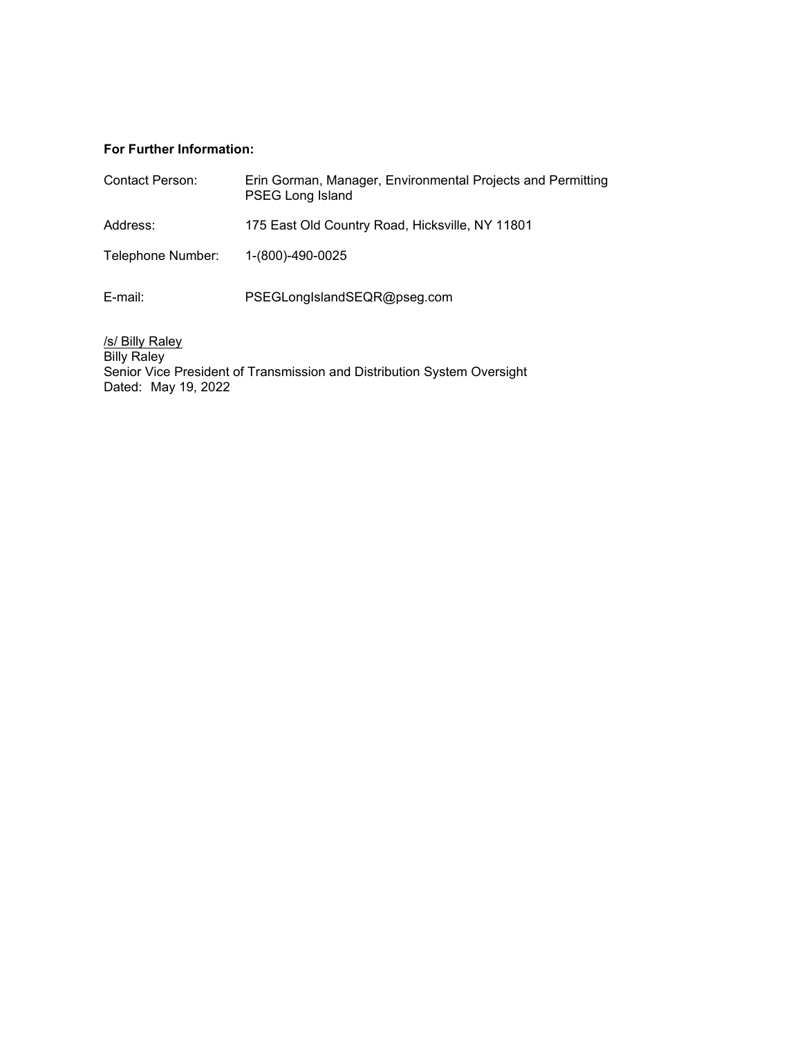**For Further Information:**

| | |
|---|---|
| Contact Person: | Erin Gorman, Manager, Environmental Projects and Permitting<br>PSEG Long Island |
| Address: | 175 East Old Country Road, Hicksville, NY 11801 |
| Telephone Number: | 1-(800)-490-0025 |
| E-mail: | PSEGLongIslandSEQR@pseg.com |

/s/ Billy Raley
Billy Raley
Senior Vice President of Transmission and Distribution System Oversight
Dated: May 19, 2022